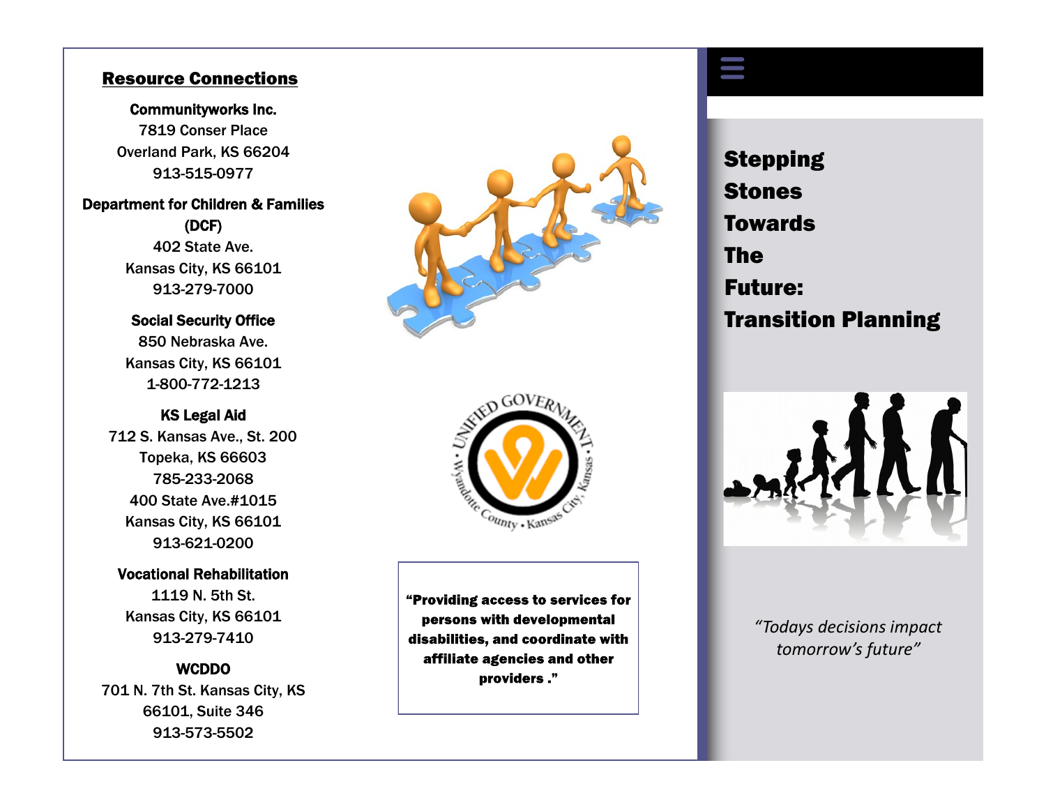## Resource Connections

**Communityworks Inc.**
7819 Conser Place
Overland Park, KS 66204
913-515-0977

**Department for Children & Families (DCF)**
402 State Ave.
Kansas City, KS 66101
913-279-7000

**Social Security Office**
850 Nebraska Ave.
Kansas City, KS 66101
1-800-772-1213

**KS Legal Aid**
712 S. Kansas Ave., St. 200
Topeka, KS 66603
785-233-2068
400 State Ave.#1015
Kansas City, KS 66101
913-621-0200

**Vocational Rehabilitation**
1119 N. 5th St.
Kansas City, KS 66101
913-279-7410

**WCDDO**
701 N. 7th St. Kansas City, KS 66101, Suite 346
913-573-5502

Unified Government • Wyandotte County • Kansas City, Kansas

**"Providing access to services for persons with developmental disabilities, and coordinate with affiliate agencies and other providers ."**

# Stepping Stones Towards The Future: Transition Planning

*"Todays decisions impact tomorrow's future"*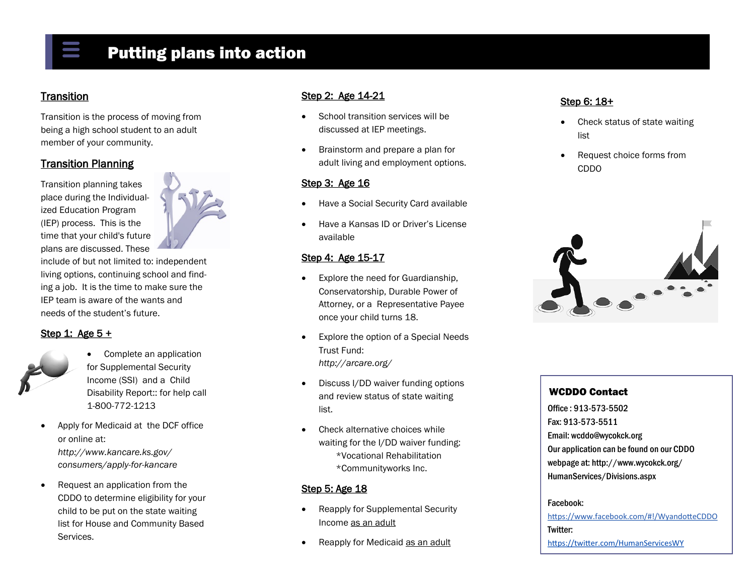# Putting plans into action

## Transition

Transition is the process of moving from being a high school student to an adult member of your community.

## Transition Planning

Transition planning takes place during the Individualized Education Program (IEP) process. This is the time that your child's future plans are discussed. These include of but not limited to: independent living options, continuing school and finding a job. It is the time to make sure the IEP team is aware of the wants and needs of the student's future.

## Step 1: Age 5 +

- Complete an application for Supplemental Security Income (SSI) and a Child Disability Report:: for help call 1-800-772-1213
- Apply for Medicaid at the DCF office or online at: *http://www.kancare.ks.gov/consumers/apply-for-kancare*
- Request an application from the CDDO to determine eligibility for your child to be put on the state waiting list for House and Community Based Services.

## Step 2: Age 14-21

- School transition services will be discussed at IEP meetings.
- Brainstorm and prepare a plan for adult living and employment options.

## Step 3: Age 16

- Have a Social Security Card available
- Have a Kansas ID or Driver's License available

## Step 4: Age 15-17

- Explore the need for Guardianship, Conservatorship, Durable Power of Attorney, or a Representative Payee once your child turns 18.
- Explore the option of a Special Needs Trust Fund: *http://arcare.org/*
- Discuss I/DD waiver funding options and review status of state waiting list.
- Check alternative choices while waiting for the I/DD waiver funding:
  - *Vocational Rehabilitation
  - *Communityworks Inc.

## Step 5: Age 18

- Reapply for Supplemental Security Income as an adult
- Reapply for Medicaid as an adult

## Step 6: 18+

- Check status of state waiting list
- Request choice forms from CDDO

### WCDDO Contact

Office : 913-573-5502
Fax: 913-573-5511
Email: wcddo@wycokck.org
Our application can be found on our CDDO webpage at: http://www.wycokck.org/HumanServices/Divisions.aspx

Facebook:
https://www.facebook.com/#!/WyandotteCDDO
Twitter:
https://twitter.com/HumanServicesWY